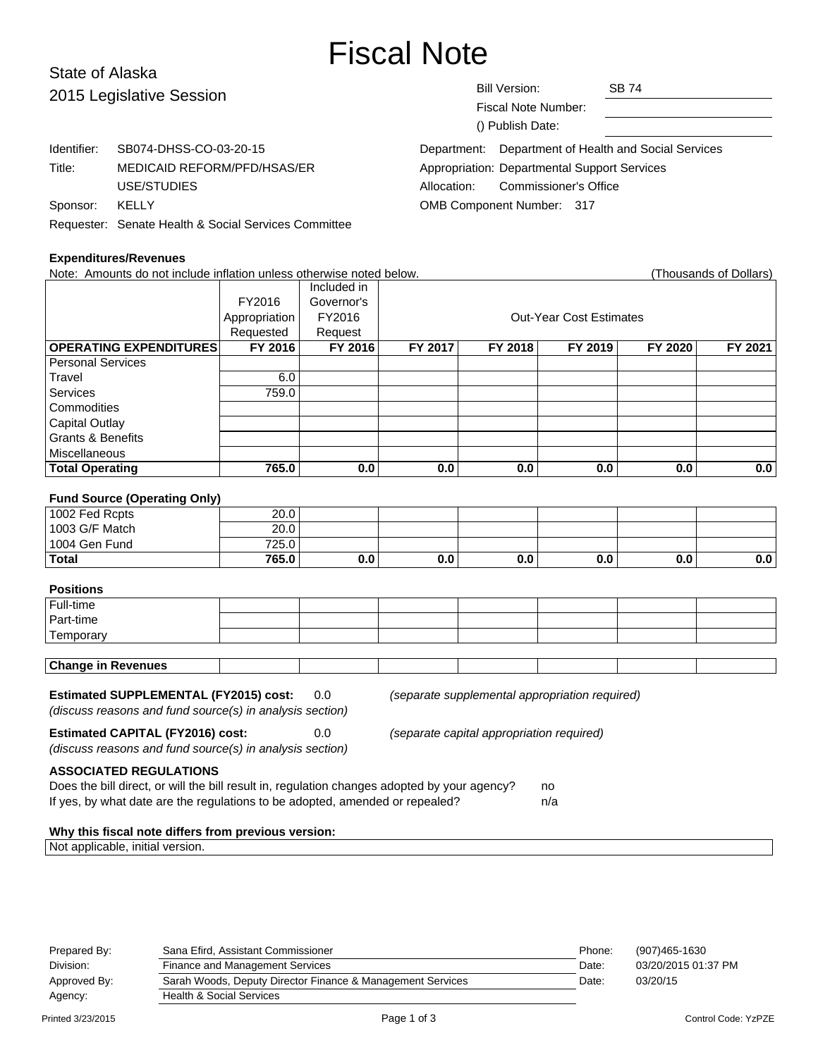# Fiscal Note

## State of Alaska
## 2015 Legislative Session

Bill Version: SB 74
Fiscal Note Number:
() Publish Date:

Identifier: SB074-DHSS-CO-03-20-15
Title: MEDICAID REFORM/PFD/HSAS/ER USE/STUDIES
Sponsor: KELLY
Requester: Senate Health & Social Services Committee

Department: Department of Health and Social Services
Appropriation: Departmental Support Services
Allocation: Commissioner's Office
OMB Component Number: 317

### Expenditures/Revenues

Note: Amounts do not include inflation unless otherwise noted below. (Thousands of Dollars)

| | FY2016 Appropriation Requested | Included in Governor's FY2016 Request | Out-Year Cost Estimates | | | | |
|---|---|---|---|---|---|---|---|
| **OPERATING EXPENDITURES** | **FY 2016** | **FY 2016** | **FY 2017** | **FY 2018** | **FY 2019** | **FY 2020** | **FY 2021** |
| Personal Services | | | | | | | |
| Travel | 6.0 | | | | | | |
| Services | 759.0 | | | | | | |
| Commodities | | | | | | | |
| Capital Outlay | | | | | | | |
| Grants & Benefits | | | | | | | |
| Miscellaneous | | | | | | | |
| **Total Operating** | **765.0** | **0.0** | **0.0** | **0.0** | **0.0** | **0.0** | **0.0** |

### Fund Source (Operating Only)

| | | | | | | | |
|---|---|---|---|---|---|---|---|
| 1002 Fed Rcpts | 20.0 | | | | | | |
| 1003 G/F Match | 20.0 | | | | | | |
| 1004 Gen Fund | 725.0 | | | | | | |
| **Total** | **765.0** | **0.0** | **0.0** | **0.0** | **0.0** | **0.0** | **0.0** |

### Positions

| | | | | | | | |
|---|---|---|---|---|---|---|---|
| Full-time | | | | | | | |
| Part-time | | | | | | | |
| Temporary | | | | | | | |

| | | | | | | | |
|---|---|---|---|---|---|---|---|
| **Change in Revenues** | | | | | | | |

**Estimated SUPPLEMENTAL (FY2015) cost:** 0.0 *(separate supplemental appropriation required)*
*(discuss reasons and fund source(s) in analysis section)*

**Estimated CAPITAL (FY2016) cost:** 0.0 *(separate capital appropriation required)*
*(discuss reasons and fund source(s) in analysis section)*

### ASSOCIATED REGULATIONS

Does the bill direct, or will the bill result in, regulation changes adopted by your agency? no
If yes, by what date are the regulations to be adopted, amended or repealed? n/a

### Why this fiscal note differs from previous version:

Not applicable, initial version.

| | | | |
|---|---|---|---|
| Prepared By: | Sana Efird, Assistant Commissioner | Phone: | (907)465-1630 |
| Division: | Finance and Management Services | Date: | 03/20/2015 01:37 PM |
| Approved By: | Sarah Woods, Deputy Director Finance & Management Services | Date: | 03/20/15 |
| Agency: | Health & Social Services | | |

Printed 3/23/2015 Control Code: YzPZE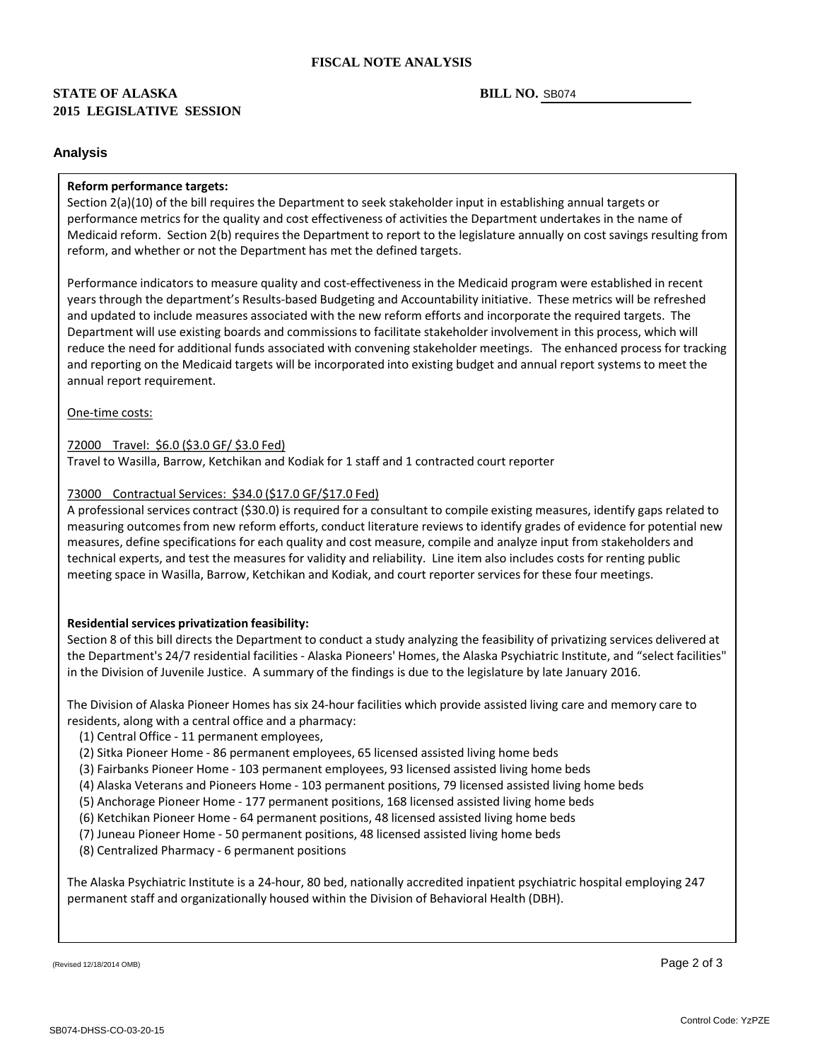**FISCAL NOTE ANALYSIS**

**STATE OF ALASKA**
**2015 LEGISLATIVE SESSION**

**BILL NO.** SB074

## Analysis

**Reform performance targets:**

Section 2(a)(10) of the bill requires the Department to seek stakeholder input in establishing annual targets or performance metrics for the quality and cost effectiveness of activities the Department undertakes in the name of Medicaid reform. Section 2(b) requires the Department to report to the legislature annually on cost savings resulting from reform, and whether or not the Department has met the defined targets.

Performance indicators to measure quality and cost-effectiveness in the Medicaid program were established in recent years through the department's Results-based Budgeting and Accountability initiative. These metrics will be refreshed and updated to include measures associated with the new reform efforts and incorporate the required targets. The Department will use existing boards and commissions to facilitate stakeholder involvement in this process, which will reduce the need for additional funds associated with convening stakeholder meetings. The enhanced process for tracking and reporting on the Medicaid targets will be incorporated into existing budget and annual report systems to meet the annual report requirement.

One-time costs:

72000 Travel: $6.0 ($3.0 GF/ $3.0 Fed)
Travel to Wasilla, Barrow, Ketchikan and Kodiak for 1 staff and 1 contracted court reporter

73000 Contractual Services: $34.0 ($17.0 GF/$17.0 Fed)
A professional services contract ($30.0) is required for a consultant to compile existing measures, identify gaps related to measuring outcomes from new reform efforts, conduct literature reviews to identify grades of evidence for potential new measures, define specifications for each quality and cost measure, compile and analyze input from stakeholders and technical experts, and test the measures for validity and reliability. Line item also includes costs for renting public meeting space in Wasilla, Barrow, Ketchikan and Kodiak, and court reporter services for these four meetings.

**Residential services privatization feasibility:**

Section 8 of this bill directs the Department to conduct a study analyzing the feasibility of privatizing services delivered at the Department's 24/7 residential facilities - Alaska Pioneers' Homes, the Alaska Psychiatric Institute, and "select facilities" in the Division of Juvenile Justice. A summary of the findings is due to the legislature by late January 2016.

The Division of Alaska Pioneer Homes has six 24-hour facilities which provide assisted living care and memory care to residents, along with a central office and a pharmacy:

(1) Central Office - 11 permanent employees,
(2) Sitka Pioneer Home - 86 permanent employees, 65 licensed assisted living home beds
(3) Fairbanks Pioneer Home - 103 permanent employees, 93 licensed assisted living home beds
(4) Alaska Veterans and Pioneers Home - 103 permanent positions, 79 licensed assisted living home beds
(5) Anchorage Pioneer Home - 177 permanent positions, 168 licensed assisted living home beds
(6) Ketchikan Pioneer Home - 64 permanent positions, 48 licensed assisted living home beds
(7) Juneau Pioneer Home - 50 permanent positions, 48 licensed assisted living home beds
(8) Centralized Pharmacy - 6 permanent positions

The Alaska Psychiatric Institute is a 24-hour, 80 bed, nationally accredited inpatient psychiatric hospital employing 247 permanent staff and organizationally housed within the Division of Behavioral Health (DBH).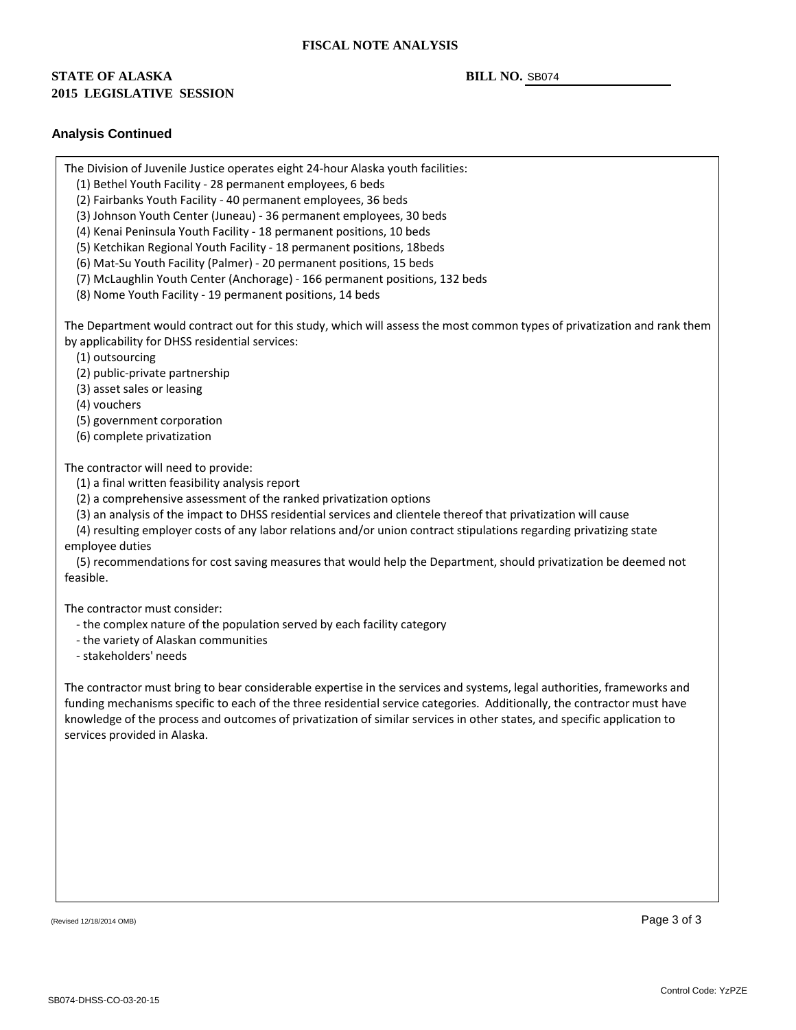**FISCAL NOTE ANALYSIS**

**STATE OF ALASKA**
**2015 LEGISLATIVE SESSION**

**BILL NO.** SB074

## Analysis Continued

The Division of Juvenile Justice operates eight 24-hour Alaska youth facilities:

(1) Bethel Youth Facility - 28 permanent employees, 6 beds
(2) Fairbanks Youth Facility - 40 permanent employees, 36 beds
(3) Johnson Youth Center (Juneau) - 36 permanent employees, 30 beds
(4) Kenai Peninsula Youth Facility - 18 permanent positions, 10 beds
(5) Ketchikan Regional Youth Facility - 18 permanent positions, 18beds
(6) Mat-Su Youth Facility (Palmer) - 20 permanent positions, 15 beds
(7) McLaughlin Youth Center (Anchorage) - 166 permanent positions, 132 beds
(8) Nome Youth Facility - 19 permanent positions, 14 beds

The Department would contract out for this study, which will assess the most common types of privatization and rank them by applicability for DHSS residential services:

(1) outsourcing
(2) public-private partnership
(3) asset sales or leasing
(4) vouchers
(5) government corporation
(6) complete privatization

The contractor will need to provide:

(1) a final written feasibility analysis report
(2) a comprehensive assessment of the ranked privatization options
(3) an analysis of the impact to DHSS residential services and clientele thereof that privatization will cause
(4) resulting employer costs of any labor relations and/or union contract stipulations regarding privatizing state employee duties
(5) recommendations for cost saving measures that would help the Department, should privatization be deemed not feasible.

The contractor must consider:

- the complex nature of the population served by each facility category
- the variety of Alaskan communities
- stakeholders' needs

The contractor must bring to bear considerable expertise in the services and systems, legal authorities, frameworks and funding mechanisms specific to each of the three residential service categories. Additionally, the contractor must have knowledge of the process and outcomes of privatization of similar services in other states, and specific application to services provided in Alaska.

(Revised 12/18/2014 OMB)

SB074-DHSS-CO-03-20-15

Control Code: YzPZE